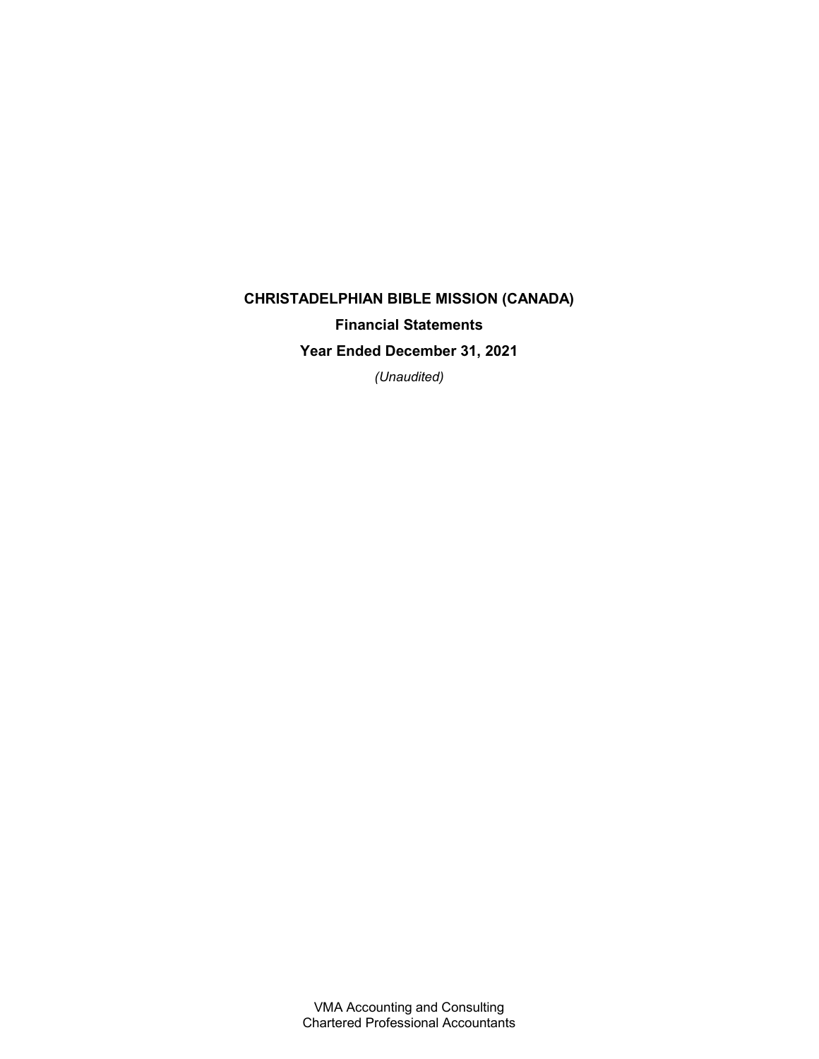# CHRISTADELPHIAN BIBLE MISSION (CANADA)

## Financial Statements

## Year Ended December 31, 2021

*(Unaudited)*

VMA Accounting and Consulting
Chartered Professional Accountants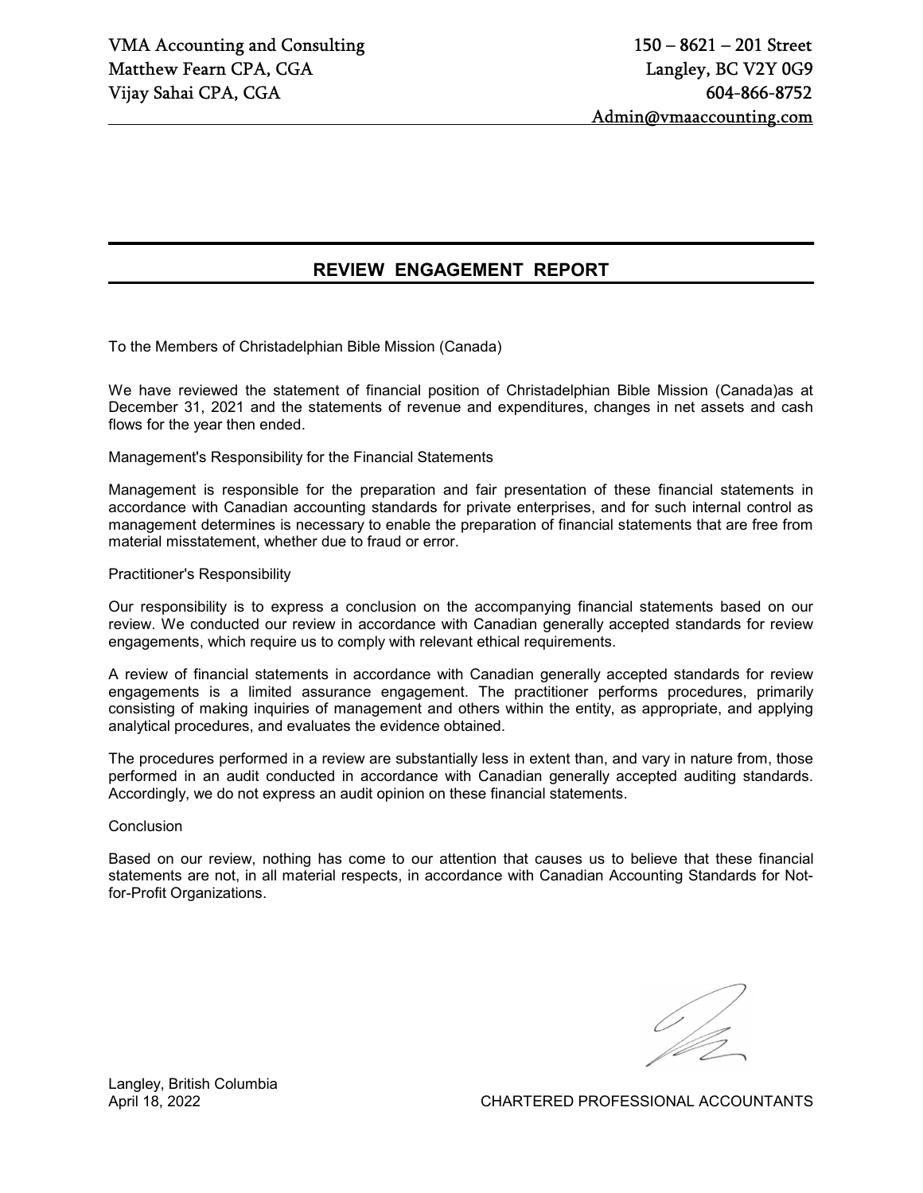VMA Accounting and Consulting
Matthew Fearn CPA, CGA
Vijay Sahai CPA, CGA

150 – 8621 – 201 Street
Langley, BC V2Y 0G9
604-866-8752
Admin@vmaaccounting.com

# REVIEW ENGAGEMENT REPORT

To the Members of Christadelphian Bible Mission (Canada)

We have reviewed the statement of financial position of Christadelphian Bible Mission (Canada)as at December 31, 2021 and the statements of revenue and expenditures, changes in net assets and cash flows for the year then ended.

Management's Responsibility for the Financial Statements

Management is responsible for the preparation and fair presentation of these financial statements in accordance with Canadian accounting standards for private enterprises, and for such internal control as management determines is necessary to enable the preparation of financial statements that are free from material misstatement, whether due to fraud or error.

Practitioner's Responsibility

Our responsibility is to express a conclusion on the accompanying financial statements based on our review. We conducted our review in accordance with Canadian generally accepted standards for review engagements, which require us to comply with relevant ethical requirements.

A review of financial statements in accordance with Canadian generally accepted standards for review engagements is a limited assurance engagement. The practitioner performs procedures, primarily consisting of making inquiries of management and others within the entity, as appropriate, and applying analytical procedures, and evaluates the evidence obtained.

The procedures performed in a review are substantially less in extent than, and vary in nature from, those performed in an audit conducted in accordance with Canadian generally accepted auditing standards. Accordingly, we do not express an audit opinion on these financial statements.

Conclusion

Based on our review, nothing has come to our attention that causes us to believe that these financial statements are not, in all material respects, in accordance with Canadian Accounting Standards for Not-for-Profit Organizations.

Langley, British Columbia
April 18, 2022

CHARTERED PROFESSIONAL ACCOUNTANTS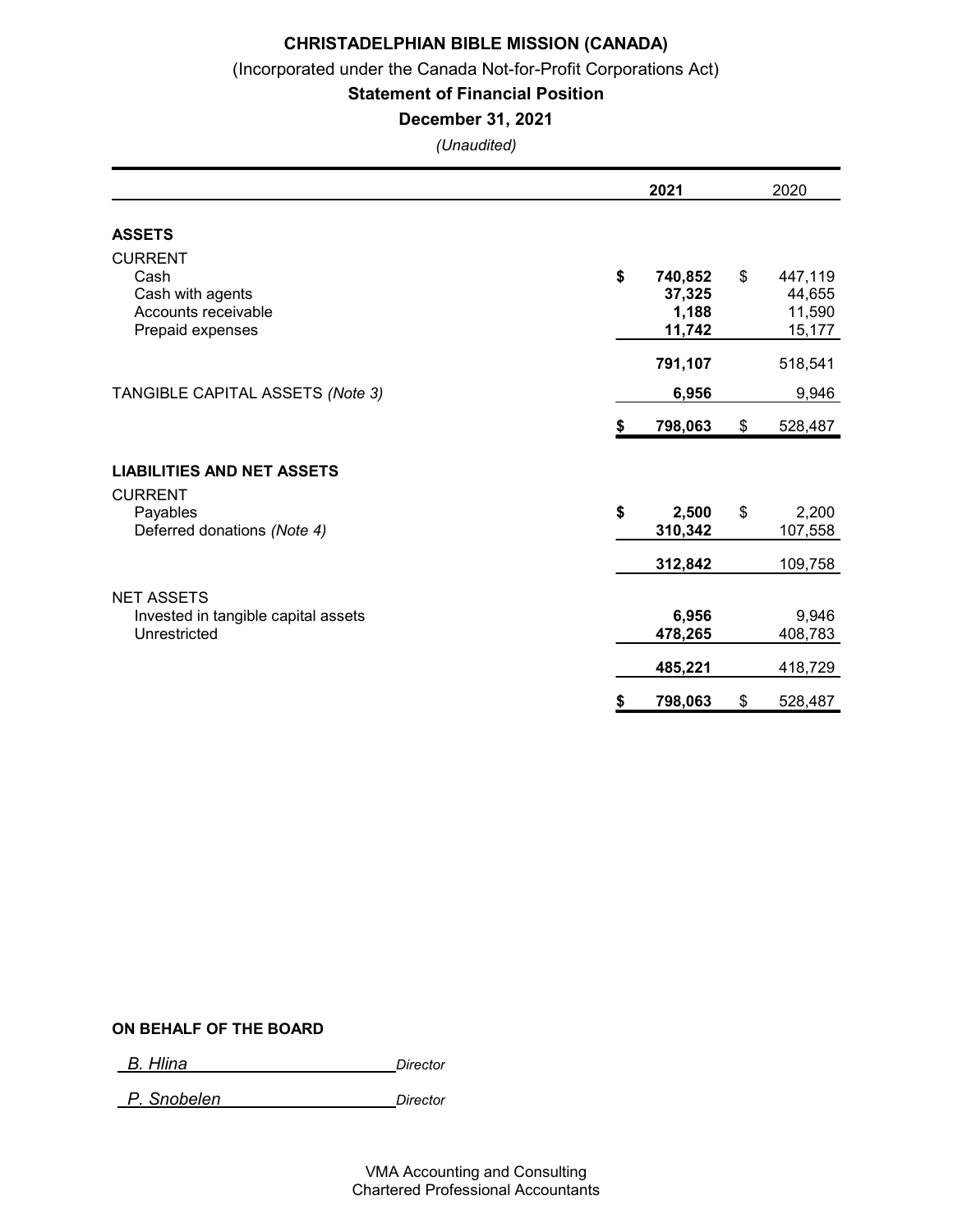# CHRISTADELPHIAN BIBLE MISSION (CANADA)

(Incorporated under the Canada Not-for-Profit Corporations Act)

**Statement of Financial Position**

**December 31, 2021**

*(Unaudited)*

| | **2021** | 2020 |
|---|---|---|
| **ASSETS** | | |
| CURRENT | | |
| Cash | **$ 740,852** | $ 447,119 |
| Cash with agents | **37,325** | 44,655 |
| Accounts receivable | **1,188** | 11,590 |
| Prepaid expenses | **11,742** | 15,177 |
| | **791,107** | 518,541 |
| TANGIBLE CAPITAL ASSETS *(Note 3)* | **6,956** | 9,946 |
| | **$ 798,063** | $ 528,487 |
| **LIABILITIES AND NET ASSETS** | | |
| CURRENT | | |
| Payables | **$ 2,500** | $ 2,200 |
| Deferred donations *(Note 4)* | **310,342** | 107,558 |
| | **312,842** | 109,758 |
| NET ASSETS | | |
| Invested in tangible capital assets | **6,956** | 9,946 |
| Unrestricted | **478,265** | 408,783 |
| | **485,221** | 418,729 |
| | **$ 798,063** | $ 528,487 |

**ON BEHALF OF THE BOARD**

*B. Hlina* *Director*

*P. Snobelen* *Director*

VMA Accounting and Consulting
Chartered Professional Accountants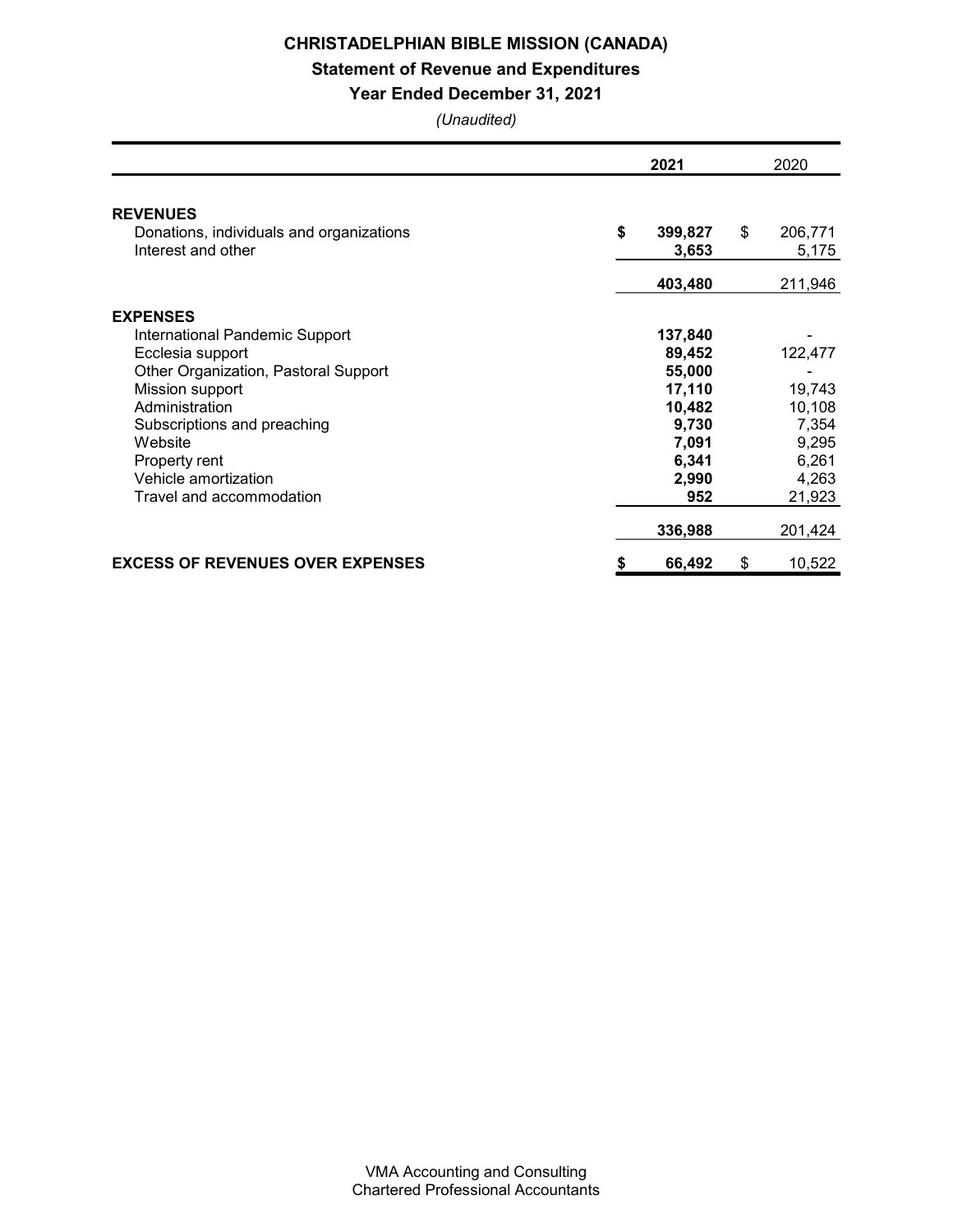# CHRISTADELPHIAN BIBLE MISSION (CANADA)

## Statement of Revenue and Expenditures

### Year Ended December 31, 2021

*(Unaudited)*

| | **2021** | 2020 |
|---|---|---|
| **REVENUES** | | |
| Donations, individuals and organizations | **$ 399,827** | $ 206,771 |
| Interest and other | **3,653** | 5,175 |
| | **403,480** | 211,946 |
| **EXPENSES** | | |
| International Pandemic Support | **137,840** | - |
| Ecclesia support | **89,452** | 122,477 |
| Other Organization, Pastoral Support | **55,000** | - |
| Mission support | **17,110** | 19,743 |
| Administration | **10,482** | 10,108 |
| Subscriptions and preaching | **9,730** | 7,354 |
| Website | **7,091** | 9,295 |
| Property rent | **6,341** | 6,261 |
| Vehicle amortization | **2,990** | 4,263 |
| Travel and accommodation | **952** | 21,923 |
| | **336,988** | 201,424 |
| **EXCESS OF REVENUES OVER EXPENSES** | **$ 66,492** | $ 10,522 |

VMA Accounting and Consulting
Chartered Professional Accountants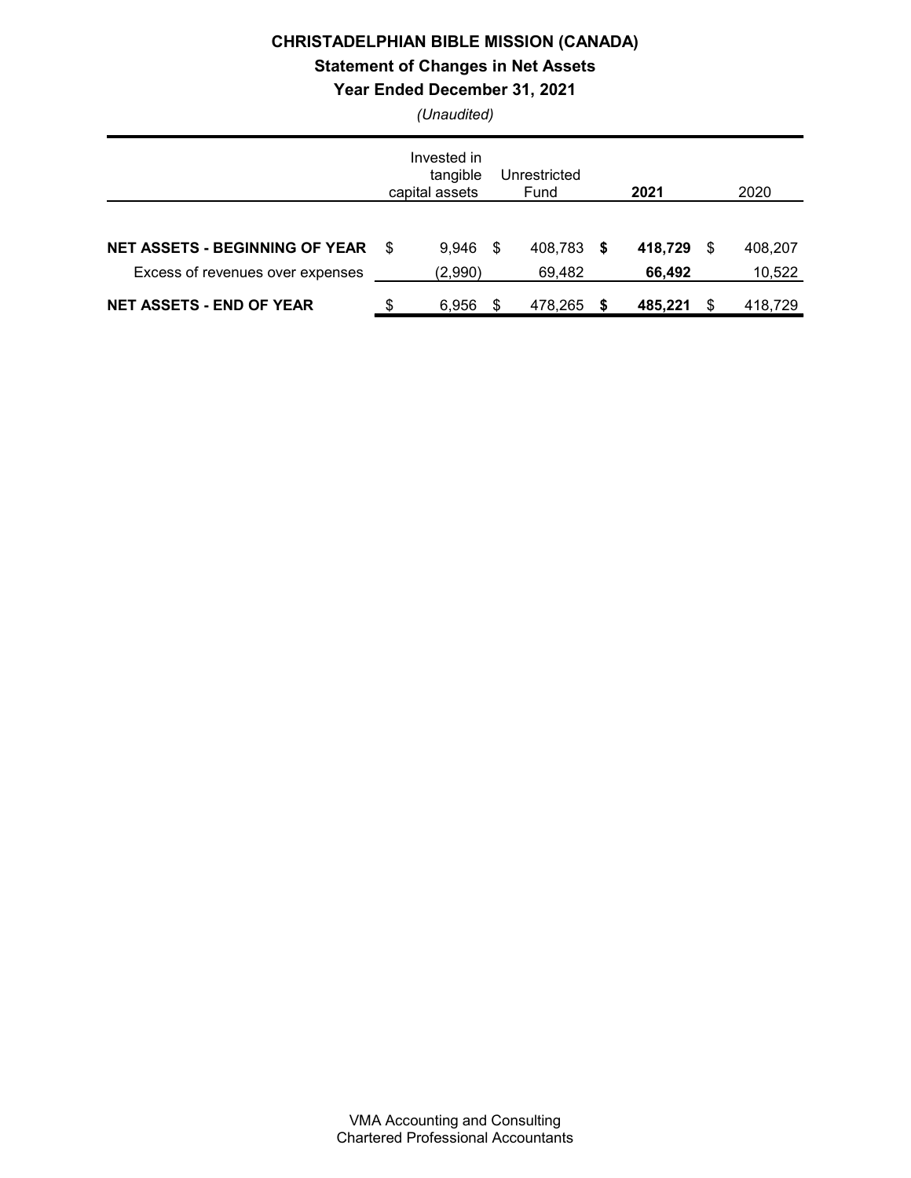# CHRISTADELPHIAN BIBLE MISSION (CANADA)

## Statement of Changes in Net Assets

### Year Ended December 31, 2021

*(Unaudited)*

| | Invested in tangible capital assets | Unrestricted Fund | **2021** | 2020 |
|---|---|---|---|---|
| **NET ASSETS - BEGINNING OF YEAR** | $ 9,946 | $ 408,783 | **$ 418,729** | $ 408,207 |
| Excess of revenues over expenses | (2,990) | 69,482 | **66,492** | 10,522 |
| **NET ASSETS - END OF YEAR** | $ 6,956 | $ 478,265 | **$ 485,221** | $ 418,729 |

VMA Accounting and Consulting
Chartered Professional Accountants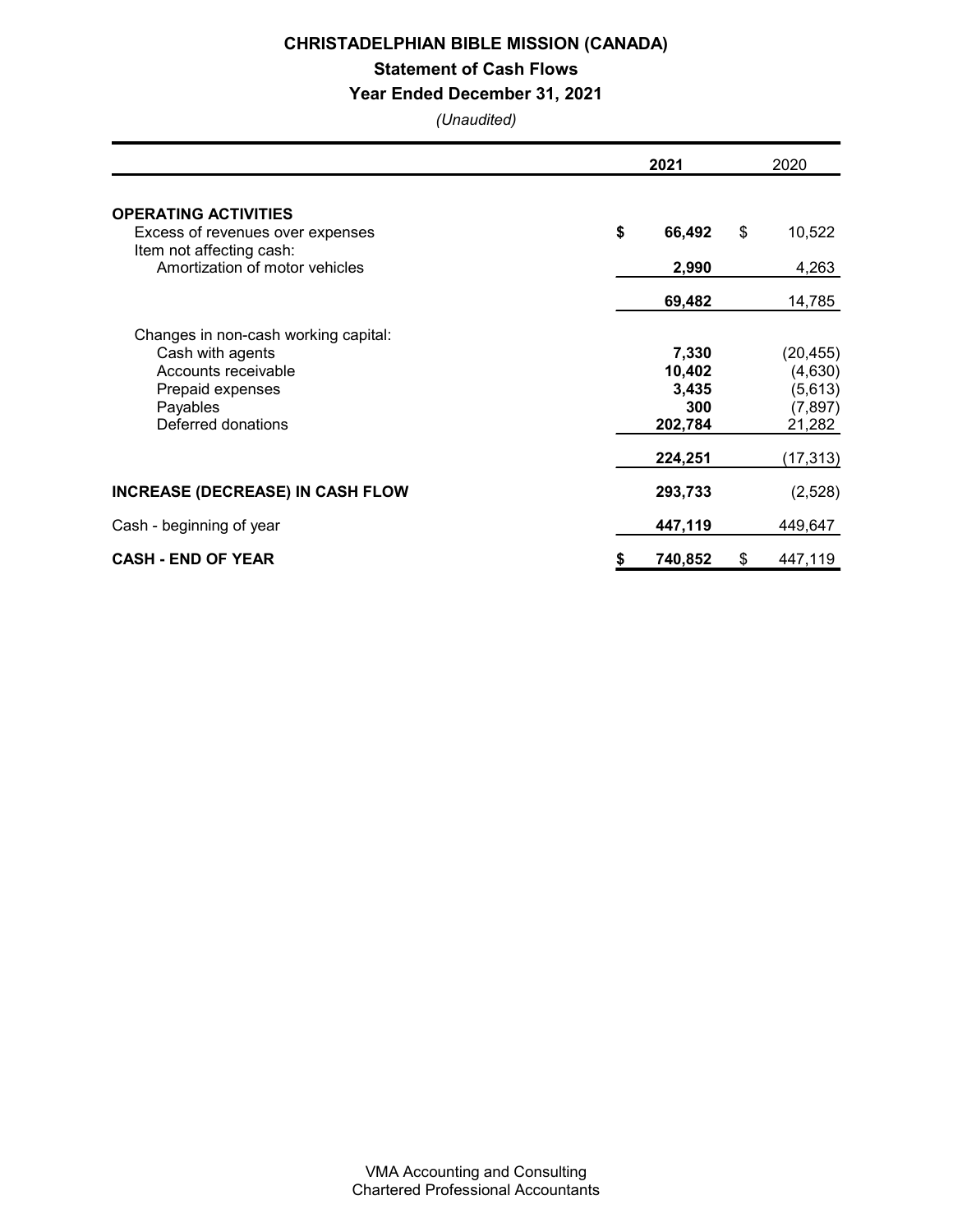**CHRISTADELPHIAN BIBLE MISSION (CANADA)**

**Statement of Cash Flows**

**Year Ended December 31, 2021**

*(Unaudited)*

| | 2021 | 2020 |
|---|---|---|
| **OPERATING ACTIVITIES** | | |
| Excess of revenues over expenses | **$ 66,492** | $ 10,522 |
| Item not affecting cash: | | |
| Amortization of motor vehicles | **2,990** | 4,263 |
| | **69,482** | 14,785 |
| Changes in non-cash working capital: | | |
| Cash with agents | **7,330** | (20,455) |
| Accounts receivable | **10,402** | (4,630) |
| Prepaid expenses | **3,435** | (5,613) |
| Payables | **300** | (7,897) |
| Deferred donations | **202,784** | 21,282 |
| | **224,251** | (17,313) |
| **INCREASE (DECREASE) IN CASH FLOW** | **293,733** | (2,528) |
| Cash - beginning of year | **447,119** | 449,647 |
| **CASH - END OF YEAR** | **$ 740,852** | $ 447,119 |

VMA Accounting and Consulting
Chartered Professional Accountants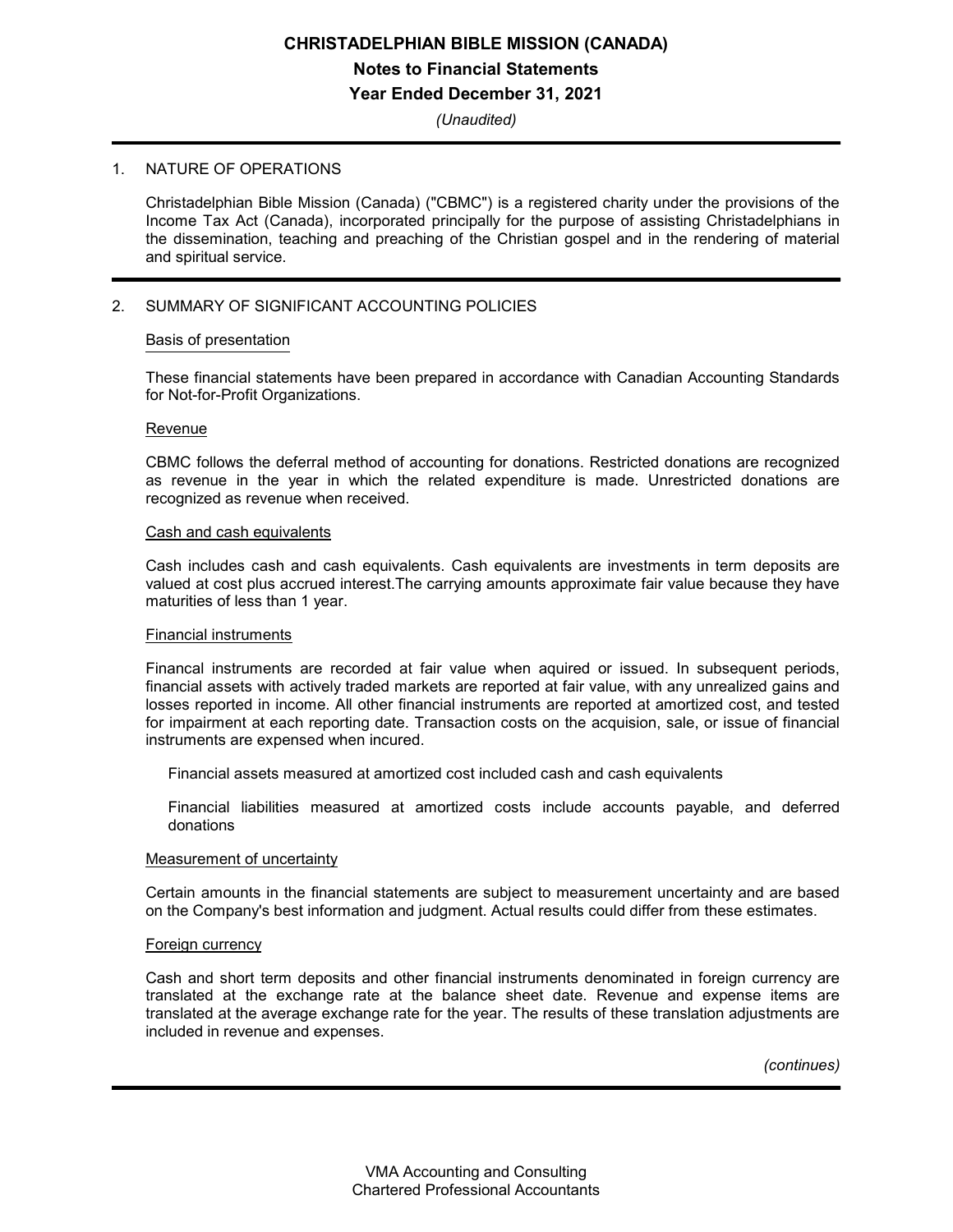# CHRISTADELPHIAN BIBLE MISSION (CANADA)

## Notes to Financial Statements

## Year Ended December 31, 2021

*(Unaudited)*

1. NATURE OF OPERATIONS

   Christadelphian Bible Mission (Canada) ("CBMC") is a registered charity under the provisions of the Income Tax Act (Canada), incorporated principally for the purpose of assisting Christadelphians in the dissemination, teaching and preaching of the Christian gospel and in the rendering of material and spiritual service.

2. SUMMARY OF SIGNIFICANT ACCOUNTING POLICIES

   Basis of presentation

   These financial statements have been prepared in accordance with Canadian Accounting Standards for Not-for-Profit Organizations.

   Revenue

   CBMC follows the deferral method of accounting for donations. Restricted donations are recognized as revenue in the year in which the related expenditure is made. Unrestricted donations are recognized as revenue when received.

   Cash and cash equivalents

   Cash includes cash and cash equivalents. Cash equivalents are investments in term deposits are valued at cost plus accrued interest.The carrying amounts approximate fair value because they have maturities of less than 1 year.

   Financial instruments

   Financal instruments are recorded at fair value when aquired or issued. In subsequent periods, financial assets with actively traded markets are reported at fair value, with any unrealized gains and losses reported in income. All other financial instruments are reported at amortized cost, and tested for impairment at each reporting date. Transaction costs on the acquision, sale, or issue of financial instruments are expensed when incured.

   Financial assets measured at amortized cost included cash and cash equivalents

   Financial liabilities measured at amortized costs include accounts payable, and deferred donations

   Measurement of uncertainty

   Certain amounts in the financial statements are subject to measurement uncertainty and are based on the Company's best information and judgment. Actual results could differ from these estimates.

   Foreign currency

   Cash and short term deposits and other financial instruments denominated in foreign currency are translated at the exchange rate at the balance sheet date. Revenue and expense items are translated at the average exchange rate for the year. The results of these translation adjustments are included in revenue and expenses.

*(continues)*

VMA Accounting and Consulting
Chartered Professional Accountants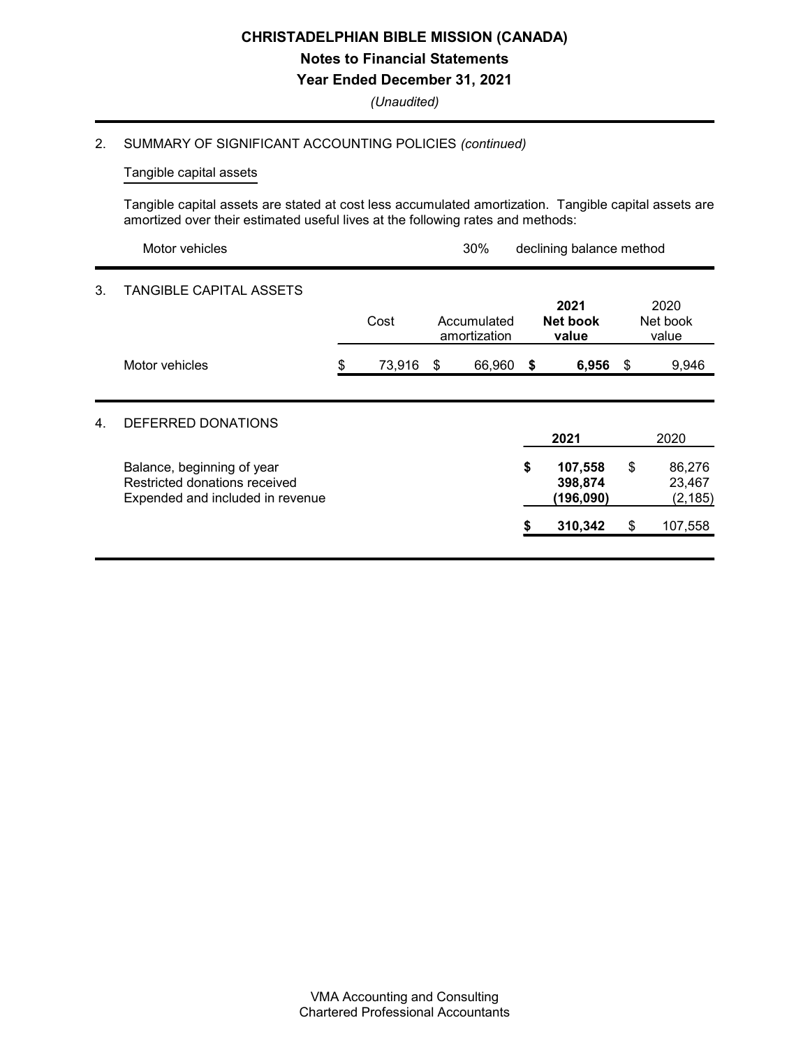**CHRISTADELPHIAN BIBLE MISSION (CANADA)**
**Notes to Financial Statements**
**Year Ended December 31, 2021**
*(Unaudited)*

2. SUMMARY OF SIGNIFICANT ACCOUNTING POLICIES *(continued)*

Tangible capital assets

Tangible capital assets are stated at cost less accumulated amortization. Tangible capital assets are amortized over their estimated useful lives at the following rates and methods:

| | | |
|---|---|---|
| Motor vehicles | 30% | declining balance method |

3. TANGIBLE CAPITAL ASSETS

| | Cost | Accumulated amortization | **2021 Net book value** | 2020 Net book value |
|---|---|---|---|---|
| Motor vehicles | $ 73,916 | $ 66,960 | **$ 6,956** | $ 9,946 |

4. DEFERRED DONATIONS

| | **2021** | 2020 |
|---|---|---|
| Balance, beginning of year | **$ 107,558** | $ 86,276 |
| Restricted donations received | **398,874** | 23,467 |
| Expended and included in revenue | **(196,090)** | (2,185) |
| | **$ 310,342** | $ 107,558 |

VMA Accounting and Consulting
Chartered Professional Accountants